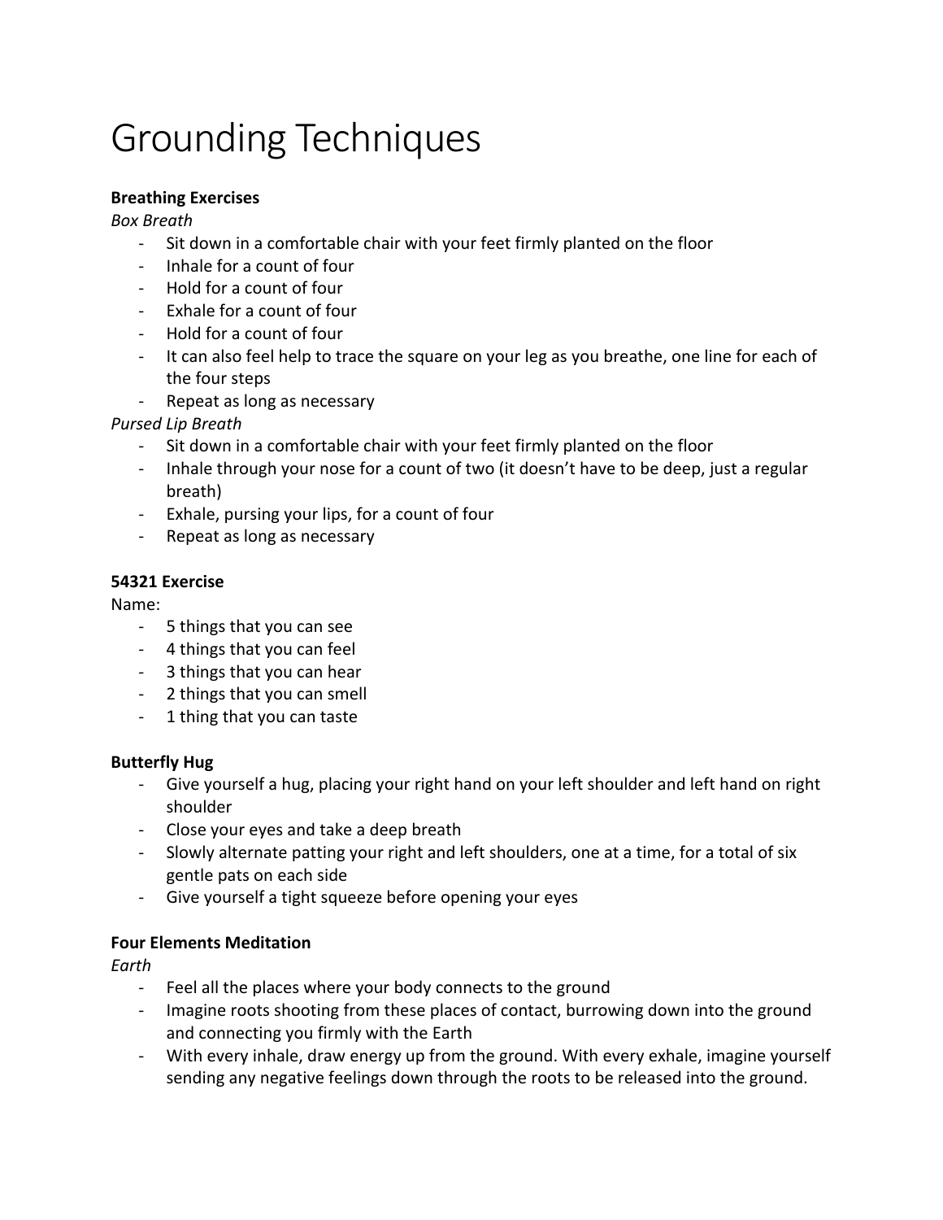# Grounding Techniques

**Breathing Exercises**

*Box Breath*

- Sit down in a comfortable chair with your feet firmly planted on the floor
- Inhale for a count of four
- Hold for a count of four
- Exhale for a count of four
- Hold for a count of four
- It can also feel help to trace the square on your leg as you breathe, one line for each of the four steps
- Repeat as long as necessary

*Pursed Lip Breath*

- Sit down in a comfortable chair with your feet firmly planted on the floor
- Inhale through your nose for a count of two (it doesn't have to be deep, just a regular breath)
- Exhale, pursing your lips, for a count of four
- Repeat as long as necessary

**54321 Exercise**

Name:

- 5 things that you can see
- 4 things that you can feel
- 3 things that you can hear
- 2 things that you can smell
- 1 thing that you can taste

**Butterfly Hug**

- Give yourself a hug, placing your right hand on your left shoulder and left hand on right shoulder
- Close your eyes and take a deep breath
- Slowly alternate patting your right and left shoulders, one at a time, for a total of six gentle pats on each side
- Give yourself a tight squeeze before opening your eyes

**Four Elements Meditation**

*Earth*

- Feel all the places where your body connects to the ground
- Imagine roots shooting from these places of contact, burrowing down into the ground and connecting you firmly with the Earth
- With every inhale, draw energy up from the ground. With every exhale, imagine yourself sending any negative feelings down through the roots to be released into the ground.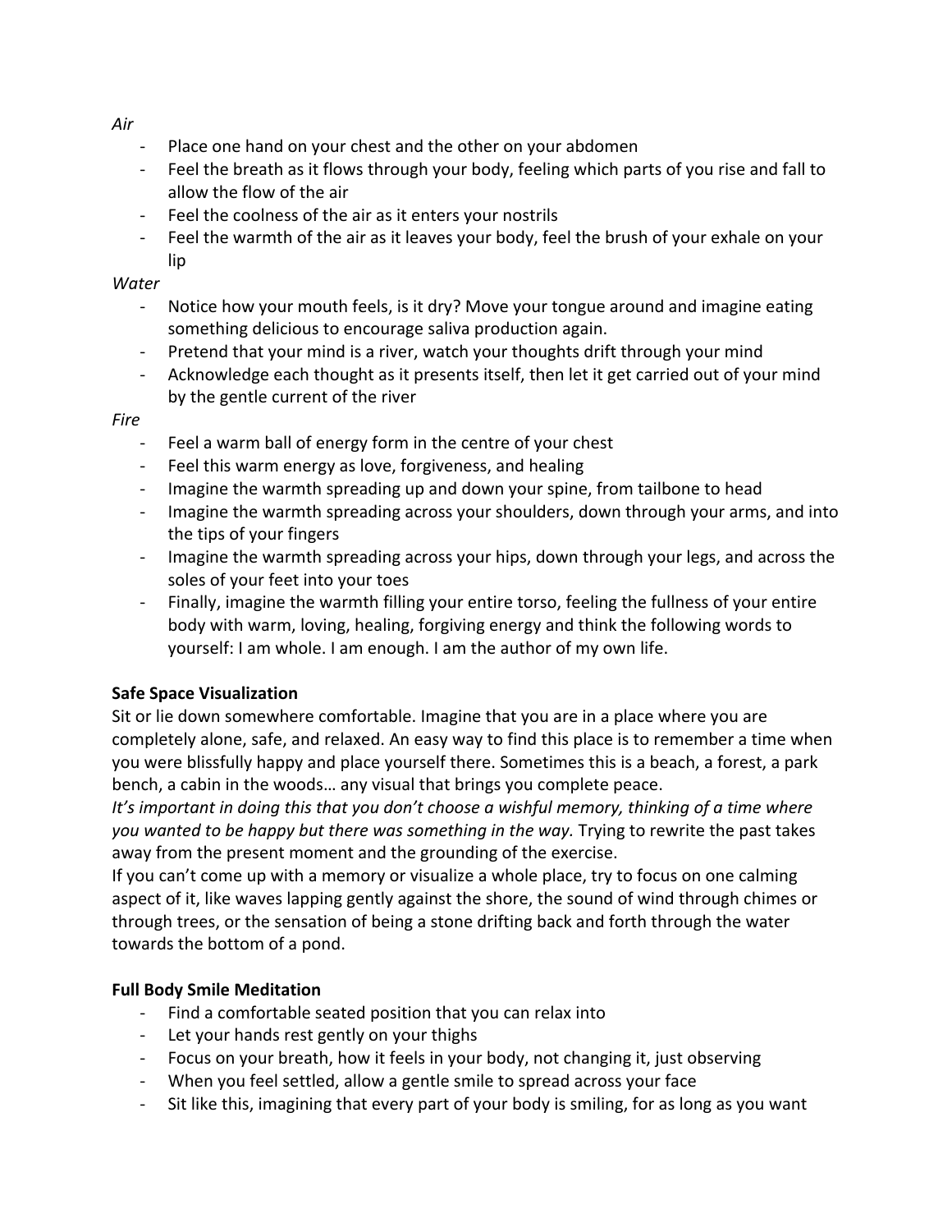*Air*

- Place one hand on your chest and the other on your abdomen
- Feel the breath as it flows through your body, feeling which parts of you rise and fall to allow the flow of the air
- Feel the coolness of the air as it enters your nostrils
- Feel the warmth of the air as it leaves your body, feel the brush of your exhale on your lip

*Water*

- Notice how your mouth feels, is it dry? Move your tongue around and imagine eating something delicious to encourage saliva production again.
- Pretend that your mind is a river, watch your thoughts drift through your mind
- Acknowledge each thought as it presents itself, then let it get carried out of your mind by the gentle current of the river

*Fire*

- Feel a warm ball of energy form in the centre of your chest
- Feel this warm energy as love, forgiveness, and healing
- Imagine the warmth spreading up and down your spine, from tailbone to head
- Imagine the warmth spreading across your shoulders, down through your arms, and into the tips of your fingers
- Imagine the warmth spreading across your hips, down through your legs, and across the soles of your feet into your toes
- Finally, imagine the warmth filling your entire torso, feeling the fullness of your entire body with warm, loving, healing, forgiving energy and think the following words to yourself: I am whole. I am enough. I am the author of my own life.

**Safe Space Visualization**

Sit or lie down somewhere comfortable. Imagine that you are in a place where you are completely alone, safe, and relaxed. An easy way to find this place is to remember a time when you were blissfully happy and place yourself there. Sometimes this is a beach, a forest, a park bench, a cabin in the woods… any visual that brings you complete peace.

*It's important in doing this that you don't choose a wishful memory, thinking of a time where you wanted to be happy but there was something in the way.* Trying to rewrite the past takes away from the present moment and the grounding of the exercise.

If you can't come up with a memory or visualize a whole place, try to focus on one calming aspect of it, like waves lapping gently against the shore, the sound of wind through chimes or through trees, or the sensation of being a stone drifting back and forth through the water towards the bottom of a pond.

**Full Body Smile Meditation**

- Find a comfortable seated position that you can relax into
- Let your hands rest gently on your thighs
- Focus on your breath, how it feels in your body, not changing it, just observing
- When you feel settled, allow a gentle smile to spread across your face
- Sit like this, imagining that every part of your body is smiling, for as long as you want